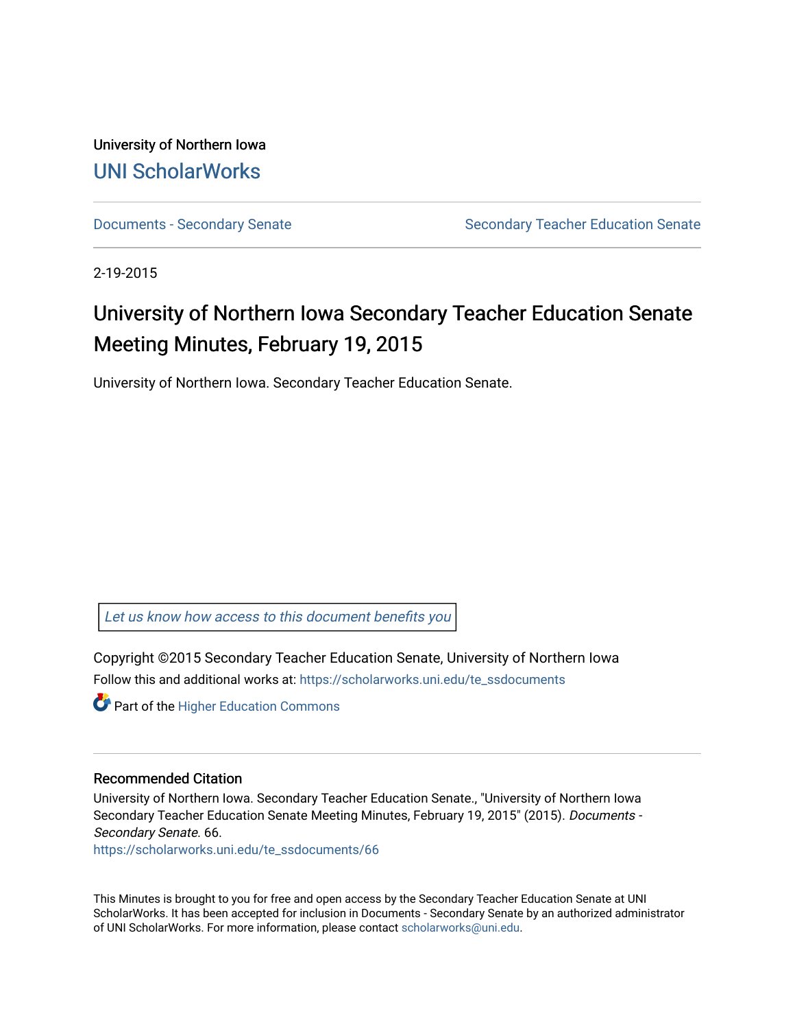University of Northern Iowa

UNI ScholarWorks

Documents - Secondary Senate

Secondary Teacher Education Senate

2-19-2015

# University of Northern Iowa Secondary Teacher Education Senate Meeting Minutes, February 19, 2015

University of Northern Iowa. Secondary Teacher Education Senate.

*Let us know how access to this document benefits you*

Copyright ©2015 Secondary Teacher Education Senate, University of Northern Iowa

Follow this and additional works at: https://scholarworks.uni.edu/te_ssdocuments

Part of the Higher Education Commons

### Recommended Citation

University of Northern Iowa. Secondary Teacher Education Senate., "University of Northern Iowa Secondary Teacher Education Senate Meeting Minutes, February 19, 2015" (2015). *Documents - Secondary Senate*. 66.
https://scholarworks.uni.edu/te_ssdocuments/66

This Minutes is brought to you for free and open access by the Secondary Teacher Education Senate at UNI ScholarWorks. It has been accepted for inclusion in Documents - Secondary Senate by an authorized administrator of UNI ScholarWorks. For more information, please contact scholarworks@uni.edu.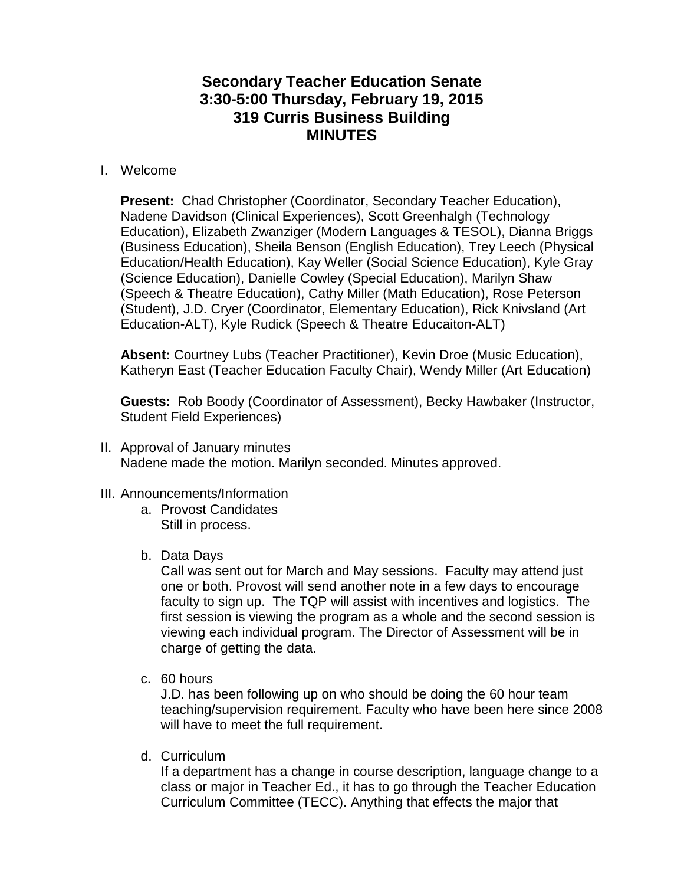# Secondary Teacher Education Senate
# 3:30-5:00 Thursday, February 19, 2015
# 319 Curris Business Building
# MINUTES

I. Welcome

**Present:** Chad Christopher (Coordinator, Secondary Teacher Education), Nadene Davidson (Clinical Experiences), Scott Greenhalgh (Technology Education), Elizabeth Zwanziger (Modern Languages & TESOL), Dianna Briggs (Business Education), Sheila Benson (English Education), Trey Leech (Physical Education/Health Education), Kay Weller (Social Science Education), Kyle Gray (Science Education), Danielle Cowley (Special Education), Marilyn Shaw (Speech & Theatre Education), Cathy Miller (Math Education), Rose Peterson (Student), J.D. Cryer (Coordinator, Elementary Education), Rick Knivsland (Art Education-ALT), Kyle Rudick (Speech & Theatre Educaiton-ALT)

**Absent:** Courtney Lubs (Teacher Practitioner), Kevin Droe (Music Education), Katheryn East (Teacher Education Faculty Chair), Wendy Miller (Art Education)

**Guests:** Rob Boody (Coordinator of Assessment), Becky Hawbaker (Instructor, Student Field Experiences)

II. Approval of January minutes
Nadene made the motion. Marilyn seconded. Minutes approved.

III. Announcements/Information

a. Provost Candidates
Still in process.

b. Data Days
Call was sent out for March and May sessions. Faculty may attend just one or both. Provost will send another note in a few days to encourage faculty to sign up. The TQP will assist with incentives and logistics. The first session is viewing the program as a whole and the second session is viewing each individual program. The Director of Assessment will be in charge of getting the data.

c. 60 hours
J.D. has been following up on who should be doing the 60 hour team teaching/supervision requirement. Faculty who have been here since 2008 will have to meet the full requirement.

d. Curriculum
If a department has a change in course description, language change to a class or major in Teacher Ed., it has to go through the Teacher Education Curriculum Committee (TECC). Anything that effects the major that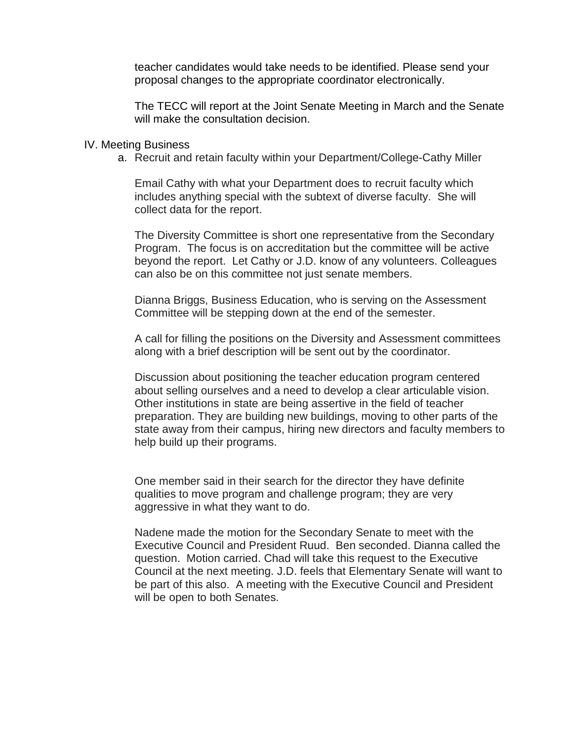teacher candidates would take needs to be identified. Please send your proposal changes to the appropriate coordinator electronically.

The TECC will report at the Joint Senate Meeting in March and the Senate will make the consultation decision.

IV. Meeting Business

a. Recruit and retain faculty within your Department/College-Cathy Miller

Email Cathy with what your Department does to recruit faculty which includes anything special with the subtext of diverse faculty. She will collect data for the report.

The Diversity Committee is short one representative from the Secondary Program. The focus is on accreditation but the committee will be active beyond the report. Let Cathy or J.D. know of any volunteers. Colleagues can also be on this committee not just senate members.

Dianna Briggs, Business Education, who is serving on the Assessment Committee will be stepping down at the end of the semester.

A call for filling the positions on the Diversity and Assessment committees along with a brief description will be sent out by the coordinator.

Discussion about positioning the teacher education program centered about selling ourselves and a need to develop a clear articulable vision. Other institutions in state are being assertive in the field of teacher preparation. They are building new buildings, moving to other parts of the state away from their campus, hiring new directors and faculty members to help build up their programs.

One member said in their search for the director they have definite qualities to move program and challenge program; they are very aggressive in what they want to do.

Nadene made the motion for the Secondary Senate to meet with the Executive Council and President Ruud. Ben seconded. Dianna called the question. Motion carried. Chad will take this request to the Executive Council at the next meeting. J.D. feels that Elementary Senate will want to be part of this also. A meeting with the Executive Council and President will be open to both Senates.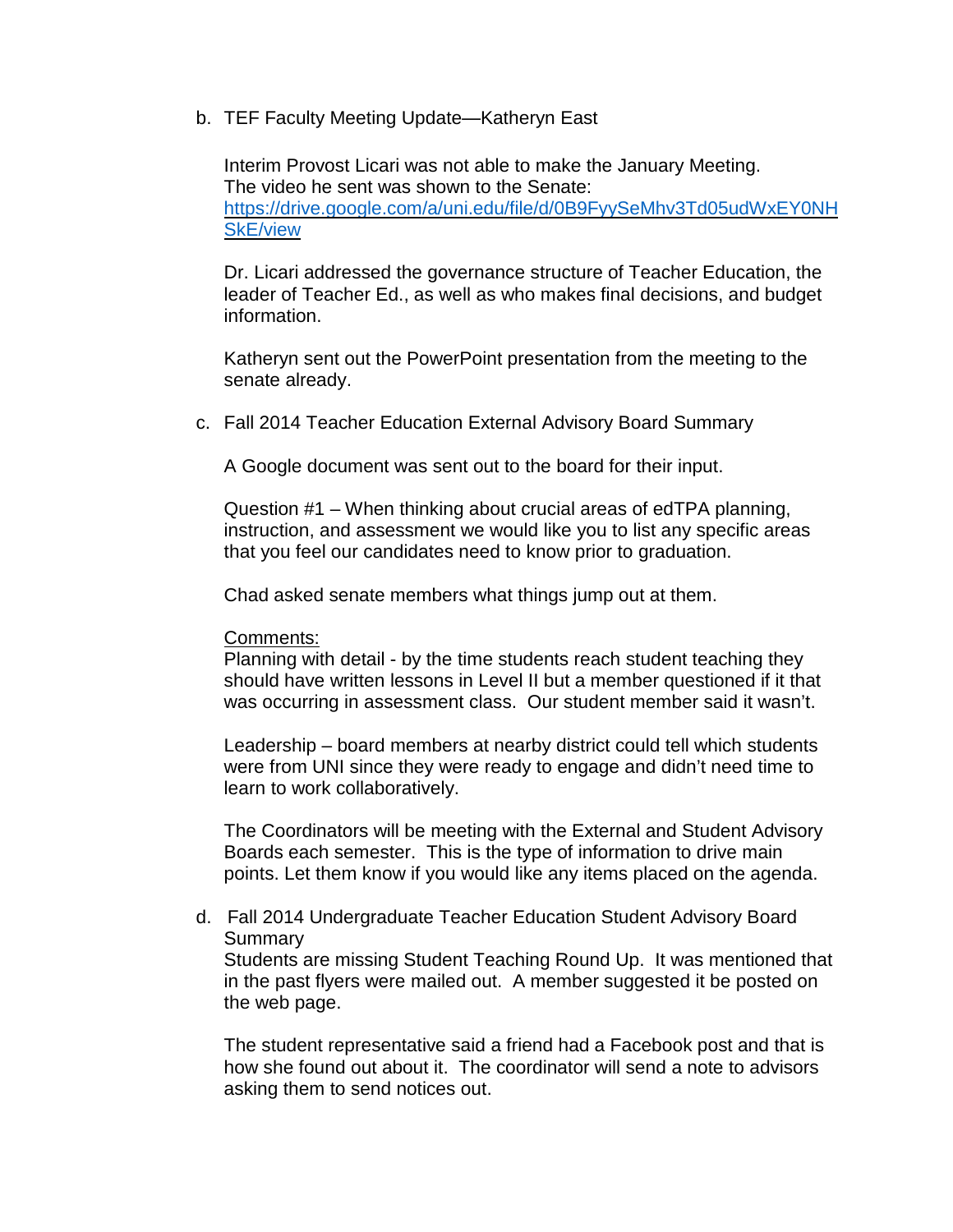b. TEF Faculty Meeting Update—Katheryn East

   Interim Provost Licari was not able to make the January Meeting.
   The video he sent was shown to the Senate:
   https://drive.google.com/a/uni.edu/file/d/0B9FyySeMhv3Td05udWxEY0NHSkE/view

   Dr. Licari addressed the governance structure of Teacher Education, the leader of Teacher Ed., as well as who makes final decisions, and budget information.

   Katheryn sent out the PowerPoint presentation from the meeting to the senate already.

c. Fall 2014 Teacher Education External Advisory Board Summary

   A Google document was sent out to the board for their input.

   Question #1 – When thinking about crucial areas of edTPA planning, instruction, and assessment we would like you to list any specific areas that you feel our candidates need to know prior to graduation.

   Chad asked senate members what things jump out at them.

   Comments:
   Planning with detail - by the time students reach student teaching they should have written lessons in Level II but a member questioned if it that was occurring in assessment class. Our student member said it wasn't.

   Leadership – board members at nearby district could tell which students were from UNI since they were ready to engage and didn't need time to learn to work collaboratively.

   The Coordinators will be meeting with the External and Student Advisory Boards each semester. This is the type of information to drive main points. Let them know if you would like any items placed on the agenda.

d. Fall 2014 Undergraduate Teacher Education Student Advisory Board Summary
   Students are missing Student Teaching Round Up. It was mentioned that in the past flyers were mailed out. A member suggested it be posted on the web page.

   The student representative said a friend had a Facebook post and that is how she found out about it. The coordinator will send a note to advisors asking them to send notices out.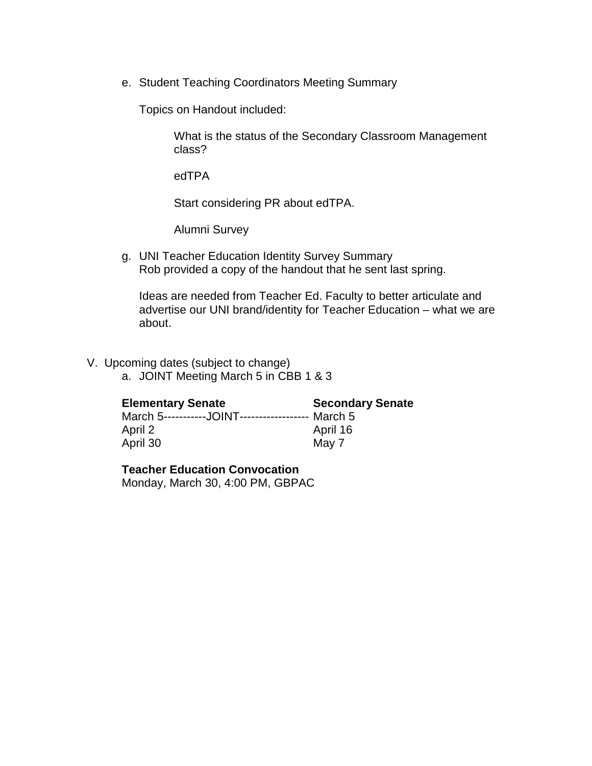e. Student Teaching Coordinators Meeting Summary

   Topics on Handout included:

   What is the status of the Secondary Classroom Management class?

   edTPA

   Start considering PR about edTPA.

   Alumni Survey

g. UNI Teacher Education Identity Survey Summary
   Rob provided a copy of the handout that he sent last spring.

   Ideas are needed from Teacher Ed. Faculty to better articulate and advertise our UNI brand/identity for Teacher Education – what we are about.

V. Upcoming dates (subject to change)

   a. JOINT Meeting March 5 in CBB 1 & 3

| **Elementary Senate** | **Secondary Senate** |
|---|---|
| March 5-----------JOINT------------------ | March 5 |
| April 2 | April 16 |
| April 30 | May 7 |

**Teacher Education Convocation**
Monday, March 30, 4:00 PM, GBPAC